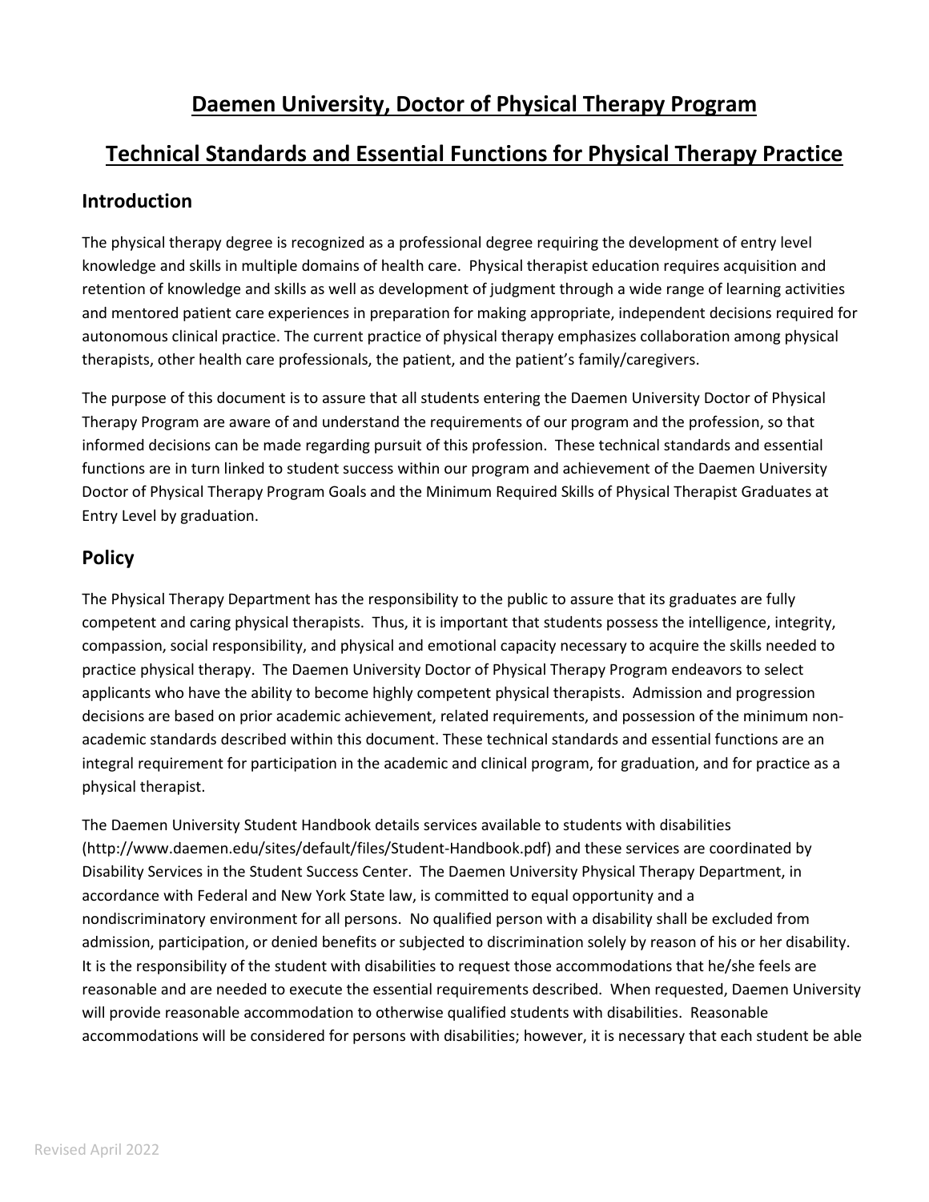# Daemen University, Doctor of Physical Therapy Program

# Technical Standards and Essential Functions for Physical Therapy Practice

## Introduction

The physical therapy degree is recognized as a professional degree requiring the development of entry level knowledge and skills in multiple domains of health care. Physical therapist education requires acquisition and retention of knowledge and skills as well as development of judgment through a wide range of learning activities and mentored patient care experiences in preparation for making appropriate, independent decisions required for autonomous clinical practice. The current practice of physical therapy emphasizes collaboration among physical therapists, other health care professionals, the patient, and the patient's family/caregivers.

The purpose of this document is to assure that all students entering the Daemen University Doctor of Physical Therapy Program are aware of and understand the requirements of our program and the profession, so that informed decisions can be made regarding pursuit of this profession. These technical standards and essential functions are in turn linked to student success within our program and achievement of the Daemen University Doctor of Physical Therapy Program Goals and the Minimum Required Skills of Physical Therapist Graduates at Entry Level by graduation.

## Policy

The Physical Therapy Department has the responsibility to the public to assure that its graduates are fully competent and caring physical therapists. Thus, it is important that students possess the intelligence, integrity, compassion, social responsibility, and physical and emotional capacity necessary to acquire the skills needed to practice physical therapy. The Daemen University Doctor of Physical Therapy Program endeavors to select applicants who have the ability to become highly competent physical therapists. Admission and progression decisions are based on prior academic achievement, related requirements, and possession of the minimum non-academic standards described within this document. These technical standards and essential functions are an integral requirement for participation in the academic and clinical program, for graduation, and for practice as a physical therapist.

The Daemen University Student Handbook details services available to students with disabilities (http://www.daemen.edu/sites/default/files/Student-Handbook.pdf) and these services are coordinated by Disability Services in the Student Success Center. The Daemen University Physical Therapy Department, in accordance with Federal and New York State law, is committed to equal opportunity and a nondiscriminatory environment for all persons. No qualified person with a disability shall be excluded from admission, participation, or denied benefits or subjected to discrimination solely by reason of his or her disability. It is the responsibility of the student with disabilities to request those accommodations that he/she feels are reasonable and are needed to execute the essential requirements described. When requested, Daemen University will provide reasonable accommodation to otherwise qualified students with disabilities. Reasonable accommodations will be considered for persons with disabilities; however, it is necessary that each student be able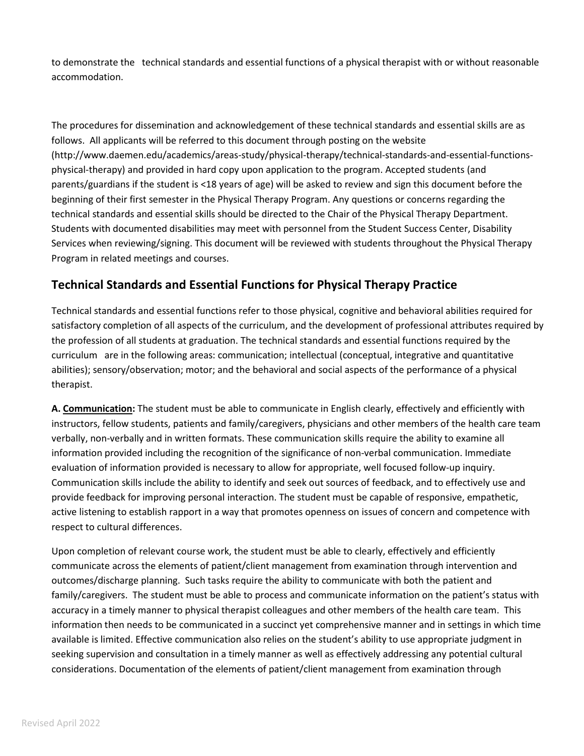to demonstrate the technical standards and essential functions of a physical therapist with or without reasonable accommodation.

The procedures for dissemination and acknowledgement of these technical standards and essential skills are as follows. All applicants will be referred to this document through posting on the website (http://www.daemen.edu/academics/areas-study/physical-therapy/technical-standards-and-essential-functions-physical-therapy) and provided in hard copy upon application to the program. Accepted students (and parents/guardians if the student is <18 years of age) will be asked to review and sign this document before the beginning of their first semester in the Physical Therapy Program. Any questions or concerns regarding the technical standards and essential skills should be directed to the Chair of the Physical Therapy Department. Students with documented disabilities may meet with personnel from the Student Success Center, Disability Services when reviewing/signing. This document will be reviewed with students throughout the Physical Therapy Program in related meetings and courses.

## Technical Standards and Essential Functions for Physical Therapy Practice

Technical standards and essential functions refer to those physical, cognitive and behavioral abilities required for satisfactory completion of all aspects of the curriculum, and the development of professional attributes required by the profession of all students at graduation. The technical standards and essential functions required by the curriculum are in the following areas: communication; intellectual (conceptual, integrative and quantitative abilities); sensory/observation; motor; and the behavioral and social aspects of the performance of a physical therapist.

**A. Communication:** The student must be able to communicate in English clearly, effectively and efficiently with instructors, fellow students, patients and family/caregivers, physicians and other members of the health care team verbally, non-verbally and in written formats. These communication skills require the ability to examine all information provided including the recognition of the significance of non-verbal communication. Immediate evaluation of information provided is necessary to allow for appropriate, well focused follow-up inquiry. Communication skills include the ability to identify and seek out sources of feedback, and to effectively use and provide feedback for improving personal interaction. The student must be capable of responsive, empathetic, active listening to establish rapport in a way that promotes openness on issues of concern and competence with respect to cultural differences.

Upon completion of relevant course work, the student must be able to clearly, effectively and efficiently communicate across the elements of patient/client management from examination through intervention and outcomes/discharge planning. Such tasks require the ability to communicate with both the patient and family/caregivers. The student must be able to process and communicate information on the patient's status with accuracy in a timely manner to physical therapist colleagues and other members of the health care team. This information then needs to be communicated in a succinct yet comprehensive manner and in settings in which time available is limited. Effective communication also relies on the student's ability to use appropriate judgment in seeking supervision and consultation in a timely manner as well as effectively addressing any potential cultural considerations. Documentation of the elements of patient/client management from examination through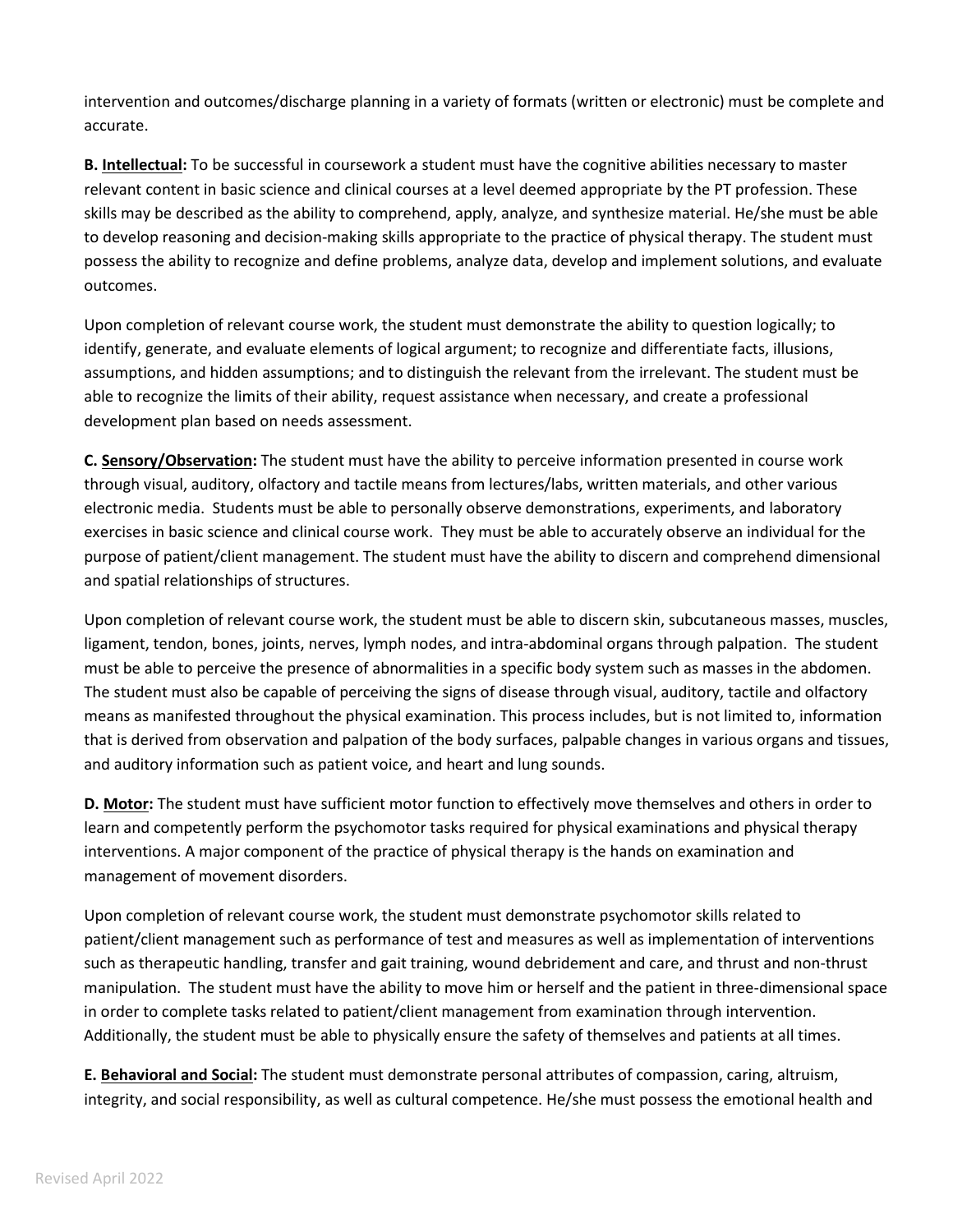intervention and outcomes/discharge planning in a variety of formats (written or electronic) must be complete and accurate.

**B. Intellectual:** To be successful in coursework a student must have the cognitive abilities necessary to master relevant content in basic science and clinical courses at a level deemed appropriate by the PT profession. These skills may be described as the ability to comprehend, apply, analyze, and synthesize material. He/she must be able to develop reasoning and decision-making skills appropriate to the practice of physical therapy. The student must possess the ability to recognize and define problems, analyze data, develop and implement solutions, and evaluate outcomes.

Upon completion of relevant course work, the student must demonstrate the ability to question logically; to identify, generate, and evaluate elements of logical argument; to recognize and differentiate facts, illusions, assumptions, and hidden assumptions; and to distinguish the relevant from the irrelevant. The student must be able to recognize the limits of their ability, request assistance when necessary, and create a professional development plan based on needs assessment.

**C. Sensory/Observation:** The student must have the ability to perceive information presented in course work through visual, auditory, olfactory and tactile means from lectures/labs, written materials, and other various electronic media. Students must be able to personally observe demonstrations, experiments, and laboratory exercises in basic science and clinical course work. They must be able to accurately observe an individual for the purpose of patient/client management. The student must have the ability to discern and comprehend dimensional and spatial relationships of structures.

Upon completion of relevant course work, the student must be able to discern skin, subcutaneous masses, muscles, ligament, tendon, bones, joints, nerves, lymph nodes, and intra-abdominal organs through palpation. The student must be able to perceive the presence of abnormalities in a specific body system such as masses in the abdomen. The student must also be capable of perceiving the signs of disease through visual, auditory, tactile and olfactory means as manifested throughout the physical examination. This process includes, but is not limited to, information that is derived from observation and palpation of the body surfaces, palpable changes in various organs and tissues, and auditory information such as patient voice, and heart and lung sounds.

**D. Motor:** The student must have sufficient motor function to effectively move themselves and others in order to learn and competently perform the psychomotor tasks required for physical examinations and physical therapy interventions. A major component of the practice of physical therapy is the hands on examination and management of movement disorders.

Upon completion of relevant course work, the student must demonstrate psychomotor skills related to patient/client management such as performance of test and measures as well as implementation of interventions such as therapeutic handling, transfer and gait training, wound debridement and care, and thrust and non-thrust manipulation. The student must have the ability to move him or herself and the patient in three-dimensional space in order to complete tasks related to patient/client management from examination through intervention. Additionally, the student must be able to physically ensure the safety of themselves and patients at all times.

**E. Behavioral and Social:** The student must demonstrate personal attributes of compassion, caring, altruism, integrity, and social responsibility, as well as cultural competence. He/she must possess the emotional health and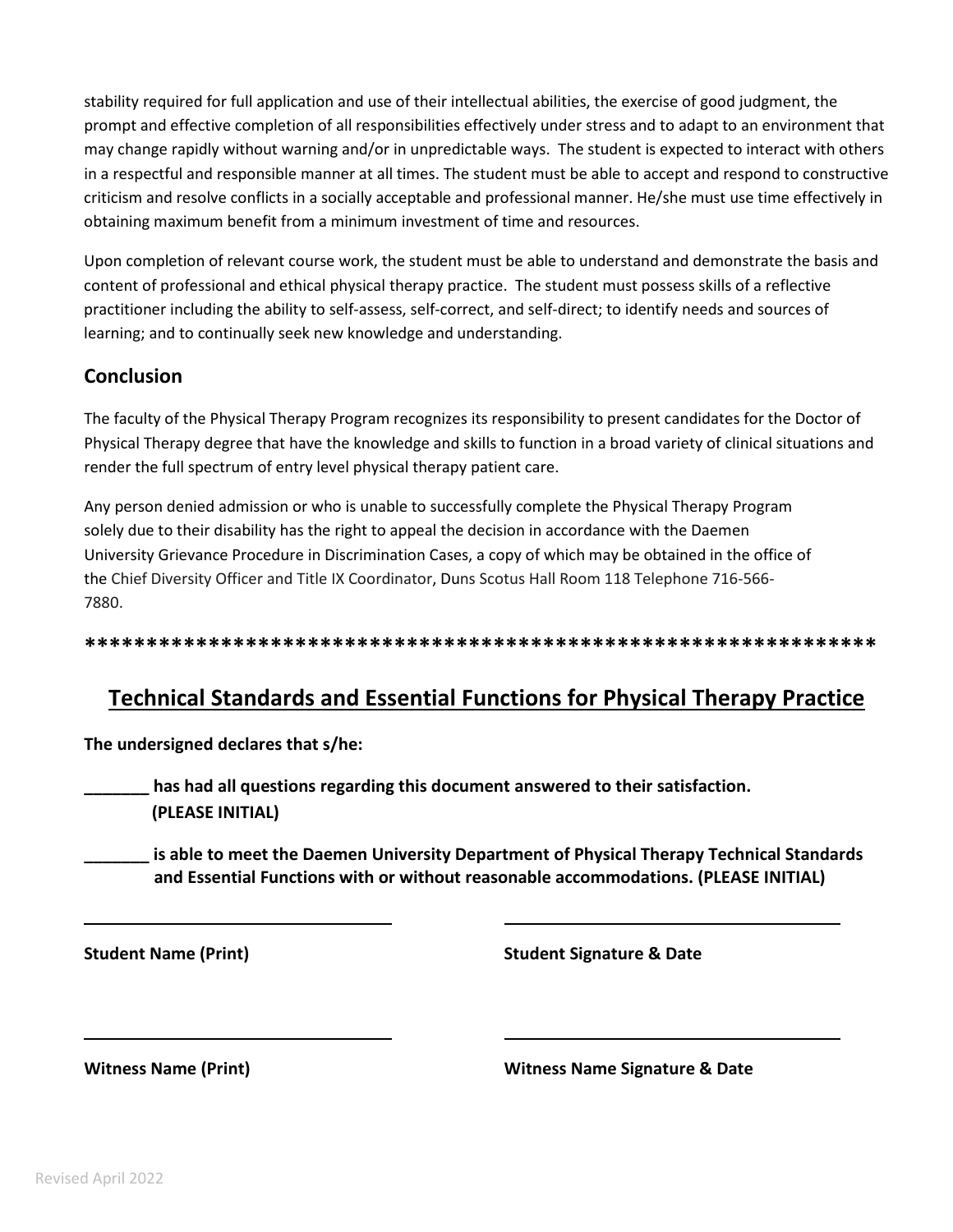stability required for full application and use of their intellectual abilities, the exercise of good judgment, the prompt and effective completion of all responsibilities effectively under stress and to adapt to an environment that may change rapidly without warning and/or in unpredictable ways. The student is expected to interact with others in a respectful and responsible manner at all times. The student must be able to accept and respond to constructive criticism and resolve conflicts in a socially acceptable and professional manner. He/she must use time effectively in obtaining maximum benefit from a minimum investment of time and resources.

Upon completion of relevant course work, the student must be able to understand and demonstrate the basis and content of professional and ethical physical therapy practice. The student must possess skills of a reflective practitioner including the ability to self-assess, self-correct, and self-direct; to identify needs and sources of learning; and to continually seek new knowledge and understanding.

## Conclusion

The faculty of the Physical Therapy Program recognizes its responsibility to present candidates for the Doctor of Physical Therapy degree that have the knowledge and skills to function in a broad variety of clinical situations and render the full spectrum of entry level physical therapy patient care.

Any person denied admission or who is unable to successfully complete the Physical Therapy Program solely due to their disability has the right to appeal the decision in accordance with the Daemen University Grievance Procedure in Discrimination Cases, a copy of which may be obtained in the office of the Chief Diversity Officer and Title IX Coordinator, Duns Scotus Hall Room 118 Telephone 716-566-7880.

****************************************************************

## Technical Standards and Essential Functions for Physical Therapy Practice

**The undersigned declares that s/he:**

**_______ has had all questions regarding this document answered to their satisfaction. (PLEASE INITIAL)**

**_______ is able to meet the Daemen University Department of Physical Therapy Technical Standards and Essential Functions with or without reasonable accommodations. (PLEASE INITIAL)**

| ______________________________ | ______________________________ |
|---|---|
| **Student Name (Print)** | **Student Signature & Date** |

| ______________________________ | ______________________________ |
|---|---|
| **Witness Name (Print)** | **Witness Name Signature & Date** |

Revised April 2022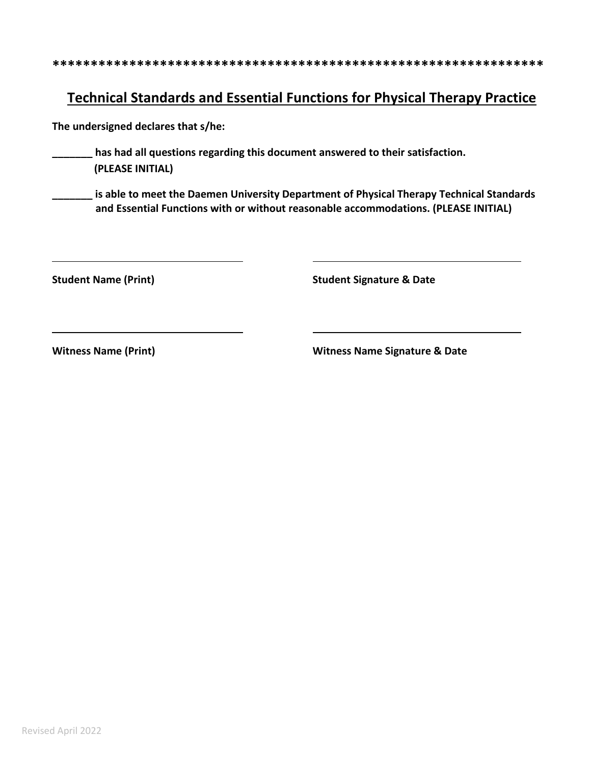******************************************************************

## Technical Standards and Essential Functions for Physical Therapy Practice

**The undersigned declares that s/he:**

**_______ has had all questions regarding this document answered to their satisfaction. (PLEASE INITIAL)**

**_______ is able to meet the Daemen University Department of Physical Therapy Technical Standards and Essential Functions with or without reasonable accommodations. (PLEASE INITIAL)**

______________________________ ______________________________

**Student Name (Print)** **Student Signature & Date**

______________________________ ______________________________

**Witness Name (Print)** **Witness Name Signature & Date**

Revised April 2022